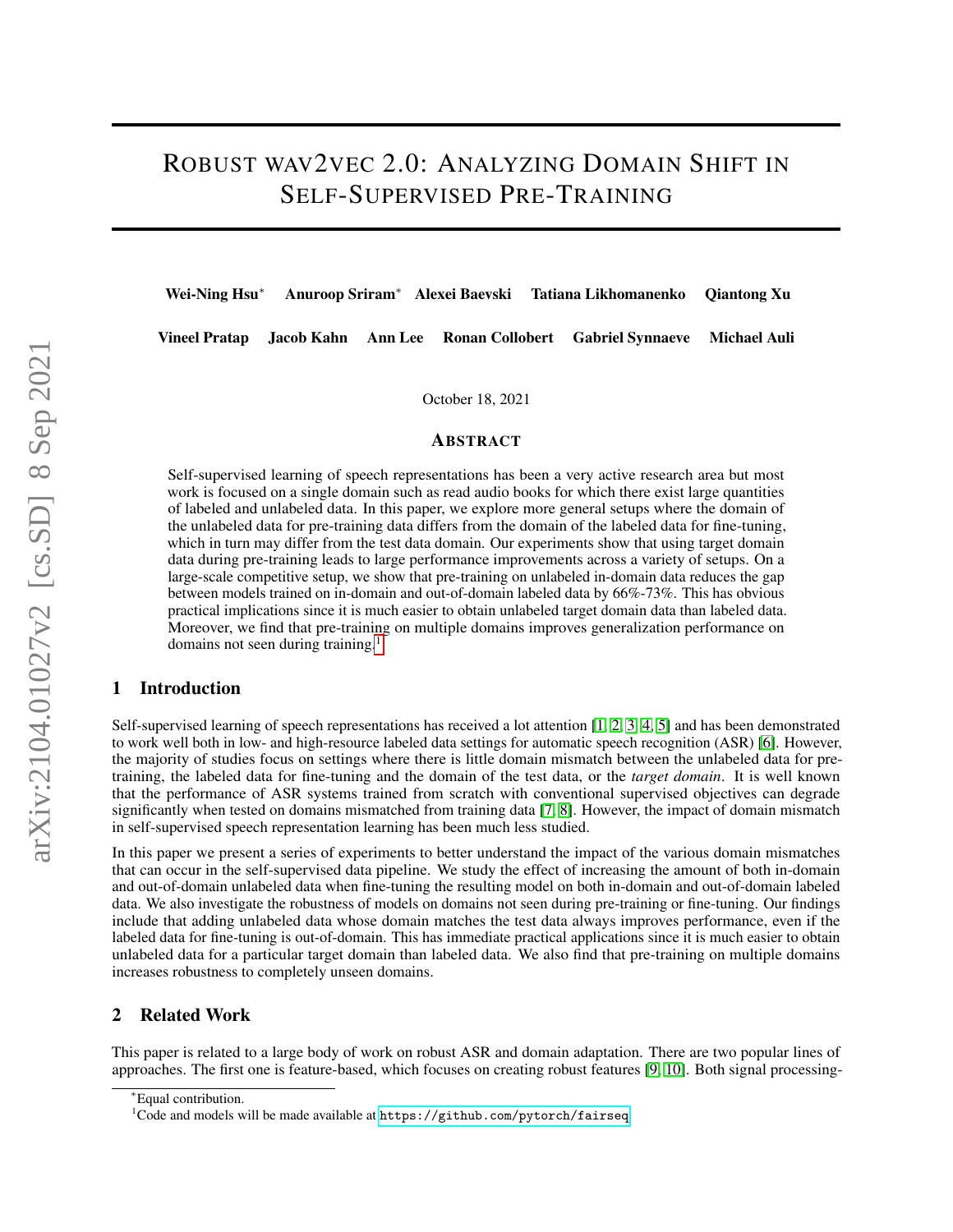# ROBUST WAV2VEC 2.0: ANALYZING DOMAIN SHIFT IN SELF-SUPERVISED PRE-TRAINING

**Wei-Ning Hsu*** **Anuroop Sriram*** **Alexei Baevski** **Tatiana Likhomanenko** **Qiantong Xu**

**Vineel Pratap** **Jacob Kahn** **Ann Lee** **Ronan Collobert** **Gabriel Synnaeve** **Michael Auli**

October 18, 2021

## ABSTRACT

Self-supervised learning of speech representations has been a very active research area but most work is focused on a single domain such as read audio books for which there exist large quantities of labeled and unlabeled data. In this paper, we explore more general setups where the domain of the unlabeled data for pre-training data differs from the domain of the labeled data for fine-tuning, which in turn may differ from the test data domain. Our experiments show that using target domain data during pre-training leads to large performance improvements across a variety of setups. On a large-scale competitive setup, we show that pre-training on unlabeled in-domain data reduces the gap between models trained on in-domain and out-of-domain labeled data by 66%-73%. This has obvious practical implications since it is much easier to obtain unlabeled target domain data than labeled data. Moreover, we find that pre-training on multiple domains improves generalization performance on domains not seen during training.[1]

## 1 Introduction

Self-supervised learning of speech representations has received a lot attention [1, 2, 3, 4, 5] and has been demonstrated to work well both in low- and high-resource labeled data settings for automatic speech recognition (ASR) [6]. However, the majority of studies focus on settings where there is little domain mismatch between the unlabeled data for pre-training, the labeled data for fine-tuning and the domain of the test data, or the *target domain*. It is well known that the performance of ASR systems trained from scratch with conventional supervised objectives can degrade significantly when tested on domains mismatched from training data [7, 8]. However, the impact of domain mismatch in self-supervised speech representation learning has been much less studied.

In this paper we present a series of experiments to better understand the impact of the various domain mismatches that can occur in the self-supervised data pipeline. We study the effect of increasing the amount of both in-domain and out-of-domain unlabeled data when fine-tuning the resulting model on both in-domain and out-of-domain labeled data. We also investigate the robustness of models on domains not seen during pre-training or fine-tuning. Our findings include that adding unlabeled data whose domain matches the test data always improves performance, even if the labeled data for fine-tuning is out-of-domain. This has immediate practical applications since it is much easier to obtain unlabeled data for a particular target domain than labeled data. We also find that pre-training on multiple domains increases robustness to completely unseen domains.

## 2 Related Work

This paper is related to a large body of work on robust ASR and domain adaptation. There are two popular lines of approaches. The first one is feature-based, which focuses on creating robust features [9, 10]. Both signal processing-

*Equal contribution.

[1] Code and models will be made available at https://github.com/pytorch/fairseq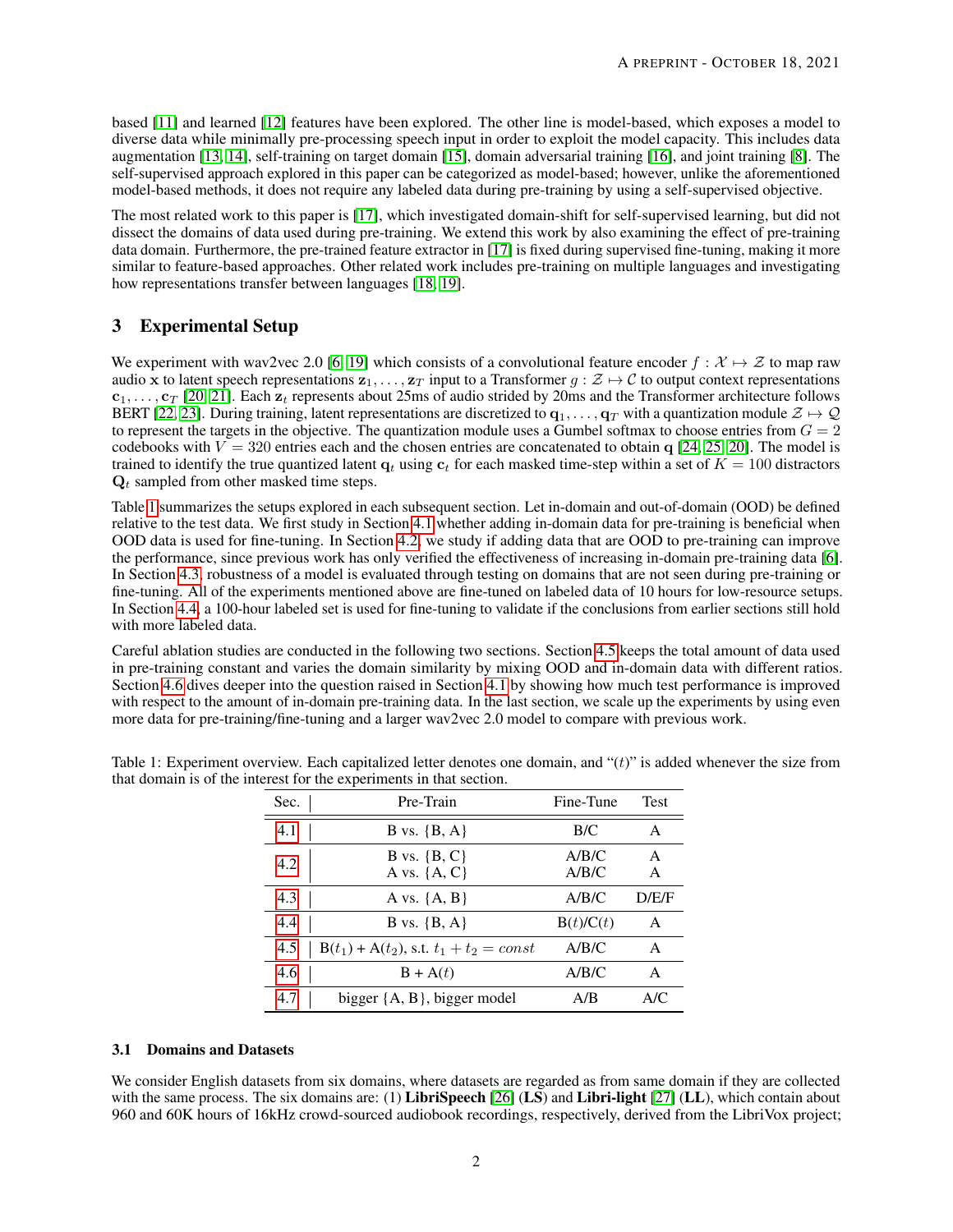based [11] and learned [12] features have been explored. The other line is model-based, which exposes a model to diverse data while minimally pre-processing speech input in order to exploit the model capacity. This includes data augmentation [13, 14], self-training on target domain [15], domain adversarial training [16], and joint training [8]. The self-supervised approach explored in this paper can be categorized as model-based; however, unlike the aforementioned model-based methods, it does not require any labeled data during pre-training by using a self-supervised objective.

The most related work to this paper is [17], which investigated domain-shift for self-supervised learning, but did not dissect the domains of data used during pre-training. We extend this work by also examining the effect of pre-training data domain. Furthermore, the pre-trained feature extractor in [17] is fixed during supervised fine-tuning, making it more similar to feature-based approaches. Other related work includes pre-training on multiple languages and investigating how representations transfer between languages [18, 19].

## 3 Experimental Setup

We experiment with wav2vec 2.0 [6, 19] which consists of a convolutional feature encoder $f : \mathcal{X} \mapsto \mathcal{Z}$ to map raw audio $\mathbf{x}$ to latent speech representations $\mathbf{z}_1, \ldots, \mathbf{z}_T$ input to a Transformer $g : \mathcal{Z} \mapsto \mathcal{C}$ to output context representations $\mathbf{c}_1, \ldots, \mathbf{c}_T$ [20, 21]. Each $\mathbf{z}_t$ represents about 25ms of audio strided by 20ms and the Transformer architecture follows BERT [22, 23]. During training, latent representations are discretized to $\mathbf{q}_1, \ldots, \mathbf{q}_T$ with a quantization module $\mathcal{Z} \mapsto \mathcal{Q}$ to represent the targets in the objective. The quantization module uses a Gumbel softmax to choose entries from $G = 2$ codebooks with $V = 320$ entries each and the chosen entries are concatenated to obtain $\mathbf{q}$ [24, 25, 20]. The model is trained to identify the true quantized latent $\mathbf{q}_t$ using $\mathbf{c}_t$ for each masked time-step within a set of $K = 100$ distractors $\mathbf{Q}_t$ sampled from other masked time steps.

Table 1 summarizes the setups explored in each subsequent section. Let in-domain and out-of-domain (OOD) be defined relative to the test data. We first study in Section 4.1 whether adding in-domain data for pre-training is beneficial when OOD data is used for fine-tuning. In Section 4.2, we study if adding data that are OOD to pre-training can improve the performance, since previous work has only verified the effectiveness of increasing in-domain pre-training data [6]. In Section 4.3, robustness of a model is evaluated through testing on domains that are not seen during pre-training or fine-tuning. All of the experiments mentioned above are fine-tuned on labeled data of 10 hours for low-resource setups. In Section 4.4, a 100-hour labeled set is used for fine-tuning to validate if the conclusions from earlier sections still hold with more labeled data.

Careful ablation studies are conducted in the following two sections. Section 4.5 keeps the total amount of data used in pre-training constant and varies the domain similarity by mixing OOD and in-domain data with different ratios. Section 4.6 dives deeper into the question raised in Section 4.1 by showing how much test performance is improved with respect to the amount of in-domain pre-training data. In the last section, we scale up the experiments by using even more data for pre-training/fine-tuning and a larger wav2vec 2.0 model to compare with previous work.

Table 1: Experiment overview. Each capitalized letter denotes one domain, and "$(t)$" is added whenever the size from that domain is of the interest for the experiments in that section.

| Sec. | Pre-Train | Fine-Tune | Test |
|---|---|---|---|
| 4.1 | B vs. {B, A} | B/C | A |
| 4.2 | B vs. {B, C} | A/B/C | A |
| | A vs. {A, C} | A/B/C | A |
| 4.3 | A vs. {A, B} | A/B/C | D/E/F |
| 4.4 | B vs. {B, A} | B($t$)/C($t$) | A |
| 4.5 | B($t_1$) + A($t_2$), s.t. $t_1 + t_2 = const$ | A/B/C | A |
| 4.6 | B + A($t$) | A/B/C | A |
| 4.7 | bigger {A, B}, bigger model | A/B | A/C |

### 3.1 Domains and Datasets

We consider English datasets from six domains, where datasets are regarded as from same domain if they are collected with the same process. The six domains are: (1) **LibriSpeech** [26] (**LS**) and **Libri-light** [27] (**LL**), which contain about 960 and 60K hours of 16kHz crowd-sourced audiobook recordings, respectively, derived from the LibriVox project;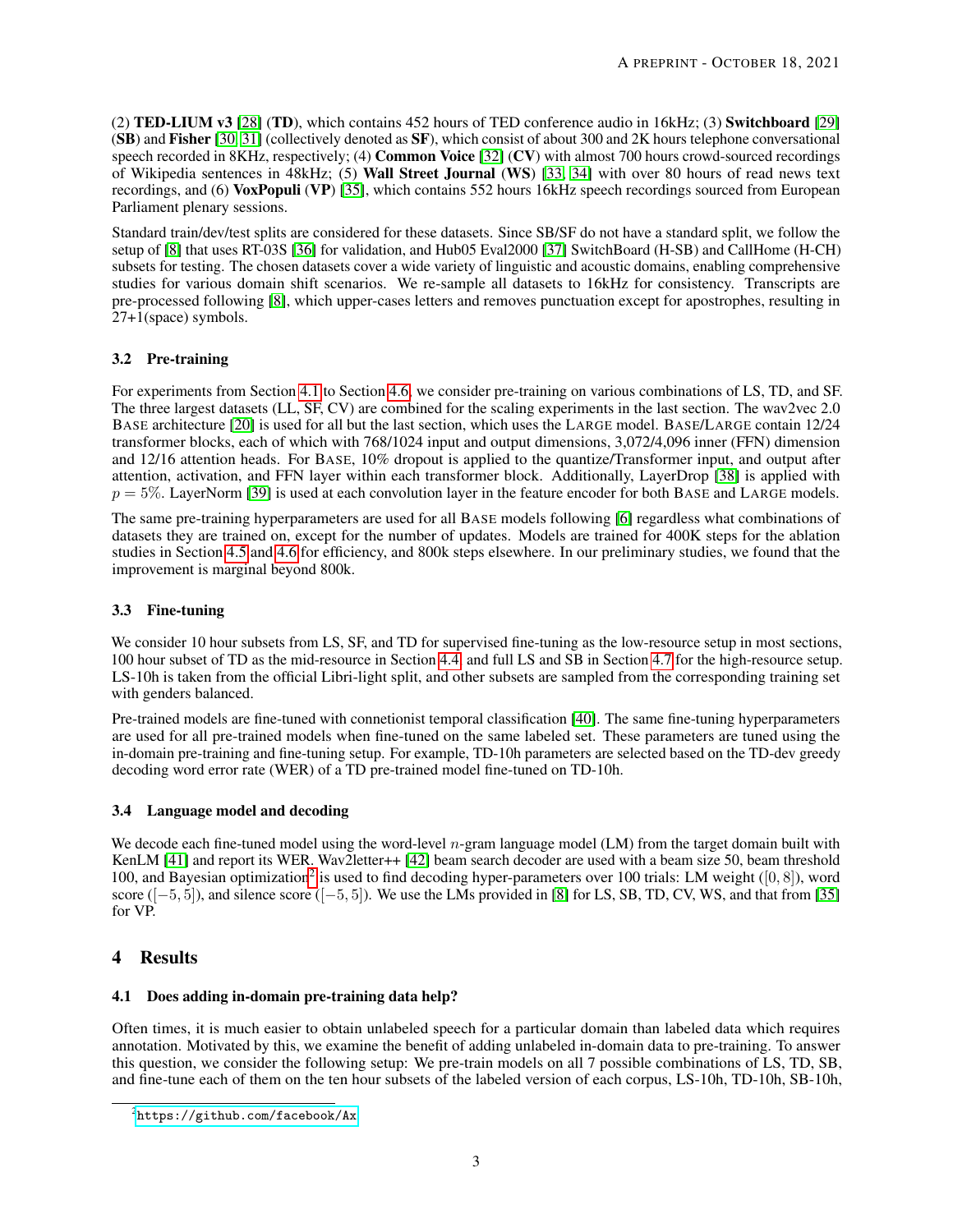(2) **TED-LIUM v3** [28] (**TD**), which contains 452 hours of TED conference audio in 16kHz; (3) **Switchboard** [29] (**SB**) and **Fisher** [30, 31] (collectively denoted as **SF**), which consist of about 300 and 2K hours telephone conversational speech recorded in 8KHz, respectively; (4) **Common Voice** [32] (**CV**) with almost 700 hours crowd-sourced recordings of Wikipedia sentences in 48kHz; (5) **Wall Street Journal** (**WS**) [33, 34] with over 80 hours of read news text recordings, and (6) **VoxPopuli** (**VP**) [35], which contains 552 hours 16kHz speech recordings sourced from European Parliament plenary sessions.

Standard train/dev/test splits are considered for these datasets. Since SB/SF do not have a standard split, we follow the setup of [8] that uses RT-03S [36] for validation, and Hub05 Eval2000 [37] SwitchBoard (H-SB) and CallHome (H-CH) subsets for testing. The chosen datasets cover a wide variety of linguistic and acoustic domains, enabling comprehensive studies for various domain shift scenarios. We re-sample all datasets to 16kHz for consistency. Transcripts are pre-processed following [8], which upper-cases letters and removes punctuation except for apostrophes, resulting in 27+1(space) symbols.

### 3.2 Pre-training

For experiments from Section 4.1 to Section 4.6, we consider pre-training on various combinations of LS, TD, and SF. The three largest datasets (LL, SF, CV) are combined for the scaling experiments in the last section. The wav2vec 2.0 BASE architecture [20] is used for all but the last section, which uses the LARGE model. BASE/LARGE contain 12/24 transformer blocks, each of which with 768/1024 input and output dimensions, 3,072/4,096 inner (FFN) dimension and 12/16 attention heads. For BASE, 10% dropout is applied to the quantize/Transformer input, and output after attention, activation, and FFN layer within each transformer block. Additionally, LayerDrop [38] is applied with $p = 5\%$. LayerNorm [39] is used at each convolution layer in the feature encoder for both BASE and LARGE models.

The same pre-training hyperparameters are used for all BASE models following [6] regardless what combinations of datasets they are trained on, except for the number of updates. Models are trained for 400K steps for the ablation studies in Section 4.5 and 4.6 for efficiency, and 800k steps elsewhere. In our preliminary studies, we found that the improvement is marginal beyond 800k.

### 3.3 Fine-tuning

We consider 10 hour subsets from LS, SF, and TD for supervised fine-tuning as the low-resource setup in most sections, 100 hour subset of TD as the mid-resource in Section 4.4, and full LS and SB in Section 4.7 for the high-resource setup. LS-10h is taken from the official Libri-light split, and other subsets are sampled from the corresponding training set with genders balanced.

Pre-trained models are fine-tuned with connetionist temporal classification [40]. The same fine-tuning hyperparameters are used for all pre-trained models when fine-tuned on the same labeled set. These parameters are tuned using the in-domain pre-training and fine-tuning setup. For example, TD-10h parameters are selected based on the TD-dev greedy decoding word error rate (WER) of a TD pre-trained model fine-tuned on TD-10h.

### 3.4 Language model and decoding

We decode each fine-tuned model using the word-level $n$-gram language model (LM) from the target domain built with KenLM [41] and report its WER. Wav2letter++ [42] beam search decoder are used with a beam size 50, beam threshold 100, and Bayesian optimization[2] is used to find decoding hyper-parameters over 100 trials: LM weight ($[0, 8]$), word score ($[-5, 5]$), and silence score ($[-5, 5]$). We use the LMs provided in [8] for LS, SB, TD, CV, WS, and that from [35] for VP.

## 4 Results

### 4.1 Does adding in-domain pre-training data help?

Often times, it is much easier to obtain unlabeled speech for a particular domain than labeled data which requires annotation. Motivated by this, we examine the benefit of adding unlabeled in-domain data to pre-training. To answer this question, we consider the following setup: We pre-train models on all 7 possible combinations of LS, TD, SB, and fine-tune each of them on the ten hour subsets of the labeled version of each corpus, LS-10h, TD-10h, SB-10h,

[2] https://github.com/facebook/Ax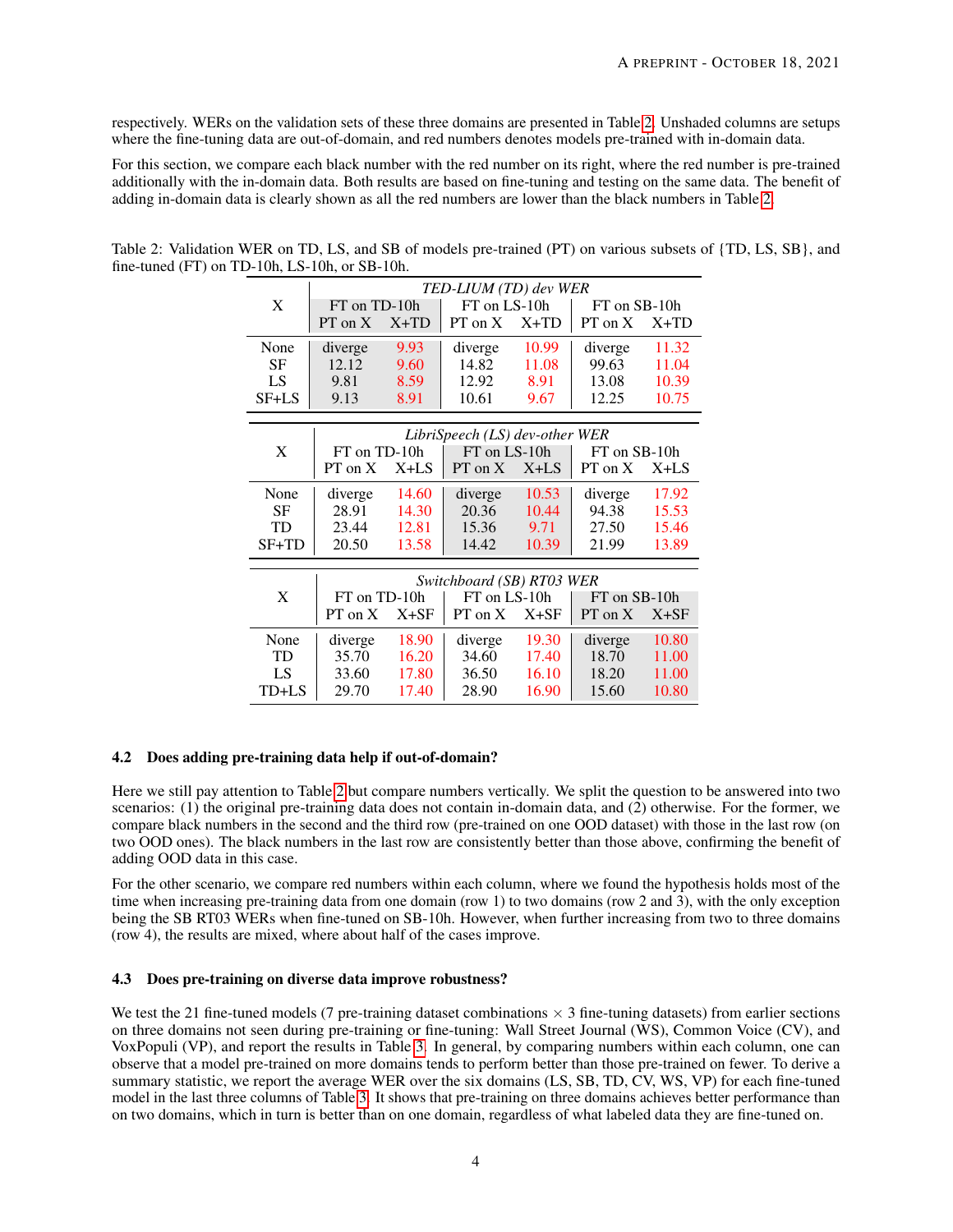respectively. WERs on the validation sets of these three domains are presented in Table 2. Unshaded columns are setups where the fine-tuning data are out-of-domain, and red numbers denotes models pre-trained with in-domain data.

For this section, we compare each black number with the red number on its right, where the red number is pre-trained additionally with the in-domain data. Both results are based on fine-tuning and testing on the same data. The benefit of adding in-domain data is clearly shown as all the red numbers are lower than the black numbers in Table 2.

Table 2: Validation WER on TD, LS, and SB of models pre-trained (PT) on various subsets of {TD, LS, SB}, and fine-tuned (FT) on TD-10h, LS-10h, or SB-10h.

| X | *TED-LIUM (TD) dev WER* | | | | | |
|---|---|---|---|---|---|---|
| | FT on TD-10h | | FT on LS-10h | | FT on SB-10h | |
| | PT on X | X+TD | PT on X | X+TD | PT on X | X+TD |
| None | diverge | 9.93 | diverge | 10.99 | diverge | 11.32 |
| SF | 12.12 | 9.60 | 14.82 | 11.08 | 99.63 | 11.04 |
| LS | 9.81 | 8.59 | 12.92 | 8.91 | 13.08 | 10.39 |
| SF+LS | 9.13 | 8.91 | 10.61 | 9.67 | 12.25 | 10.75 |

| X | *LibriSpeech (LS) dev-other WER* | | | | | |
|---|---|---|---|---|---|---|
| | FT on TD-10h | | FT on LS-10h | | FT on SB-10h | |
| | PT on X | X+LS | PT on X | X+LS | PT on X | X+LS |
| None | diverge | 14.60 | diverge | 10.53 | diverge | 17.92 |
| SF | 28.91 | 14.30 | 20.36 | 10.44 | 94.38 | 15.53 |
| TD | 23.44 | 12.81 | 15.36 | 9.71 | 27.50 | 15.46 |
| SF+TD | 20.50 | 13.58 | 14.42 | 10.39 | 21.99 | 13.89 |

| X | *Switchboard (SB) RT03 WER* | | | | | |
|---|---|---|---|---|---|---|
| | FT on TD-10h | | FT on LS-10h | | FT on SB-10h | |
| | PT on X | X+SF | PT on X | X+SF | PT on X | X+SF |
| None | diverge | 18.90 | diverge | 19.30 | diverge | 10.80 |
| TD | 35.70 | 16.20 | 34.60 | 17.40 | 18.70 | 11.00 |
| LS | 33.60 | 17.80 | 36.50 | 16.10 | 18.20 | 11.00 |
| TD+LS | 29.70 | 17.40 | 28.90 | 16.90 | 15.60 | 10.80 |

### 4.2 Does adding pre-training data help if out-of-domain?

Here we still pay attention to Table 2 but compare numbers vertically. We split the question to be answered into two scenarios: (1) the original pre-training data does not contain in-domain data, and (2) otherwise. For the former, we compare black numbers in the second and the third row (pre-trained on one OOD dataset) with those in the last row (on two OOD ones). The black numbers in the last row are consistently better than those above, confirming the benefit of adding OOD data in this case.

For the other scenario, we compare red numbers within each column, where we found the hypothesis holds most of the time when increasing pre-training data from one domain (row 1) to two domains (row 2 and 3), with the only exception being the SB RT03 WERs when fine-tuned on SB-10h. However, when further increasing from two to three domains (row 4), the results are mixed, where about half of the cases improve.

### 4.3 Does pre-training on diverse data improve robustness?

We test the 21 fine-tuned models (7 pre-training dataset combinations $\times$ 3 fine-tuning datasets) from earlier sections on three domains not seen during pre-training or fine-tuning: Wall Street Journal (WS), Common Voice (CV), and VoxPopuli (VP), and report the results in Table 3. In general, by comparing numbers within each column, one can observe that a model pre-trained on more domains tends to perform better than those pre-trained on fewer. To derive a summary statistic, we report the average WER over the six domains (LS, SB, TD, CV, WS, VP) for each fine-tuned model in the last three columns of Table 3. It shows that pre-training on three domains achieves better performance than on two domains, which in turn is better than on one domain, regardless of what labeled data they are fine-tuned on.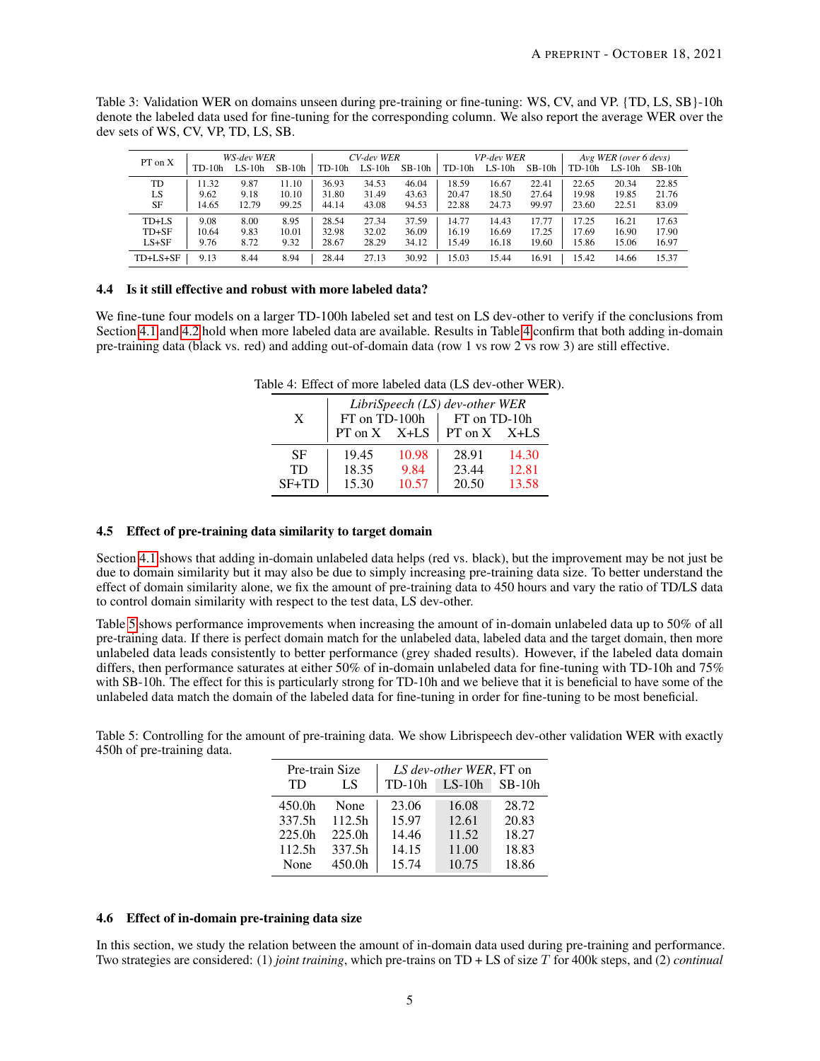Table 3: Validation WER on domains unseen during pre-training or fine-tuning: WS, CV, and VP. {TD, LS, SB}-10h denote the labeled data used for fine-tuning for the corresponding column. We also report the average WER over the dev sets of WS, CV, VP, TD, LS, SB.

| PT on X | *WS-dev WER* | | | *CV-dev WER* | | | *VP-dev WER* | | | *Avg WER (over 6 devs)* | | |
|---|---|---|---|---|---|---|---|---|---|---|---|---|
| | TD-10h | LS-10h | SB-10h | TD-10h | LS-10h | SB-10h | TD-10h | LS-10h | SB-10h | TD-10h | LS-10h | SB-10h |
| TD | 11.32 | 9.87 | 11.10 | 36.93 | 34.53 | 46.04 | 18.59 | 16.67 | 22.41 | 22.65 | 20.34 | 22.85 |
| LS | 9.62 | 9.18 | 10.10 | 31.80 | 31.49 | 43.63 | 20.47 | 18.50 | 27.64 | 19.98 | 19.85 | 21.76 |
| SF | 14.65 | 12.79 | 99.25 | 44.14 | 43.08 | 94.53 | 22.88 | 24.73 | 99.97 | 23.60 | 22.51 | 83.09 |
| TD+LS | 9.08 | 8.00 | 8.95 | 28.54 | 27.34 | 37.59 | 14.77 | 14.43 | 17.77 | 17.25 | 16.21 | 17.63 |
| TD+SF | 10.64 | 9.83 | 10.01 | 32.98 | 32.02 | 36.09 | 16.19 | 16.69 | 17.25 | 17.69 | 16.90 | 17.90 |
| LS+SF | 9.76 | 8.72 | 9.32 | 28.67 | 28.29 | 34.12 | 15.49 | 16.18 | 19.60 | 15.86 | 15.06 | 16.97 |
| TD+LS+SF | 9.13 | 8.44 | 8.94 | 28.44 | 27.13 | 30.92 | 15.03 | 15.44 | 16.91 | 15.42 | 14.66 | 15.37 |

### 4.4 Is it still effective and robust with more labeled data?

We fine-tune four models on a larger TD-100h labeled set and test on LS dev-other to verify if the conclusions from Section 4.1 and 4.2 hold when more labeled data are available. Results in Table 4 confirm that both adding in-domain pre-training data (black vs. red) and adding out-of-domain data (row 1 vs row 2 vs row 3) are still effective.

Table 4: Effect of more labeled data (LS dev-other WER).

| X | *LibriSpeech (LS) dev-other WER* | | | |
|---|---|---|---|---|
| | FT on TD-100h | | FT on TD-10h | |
| | PT on X | X+LS | PT on X | X+LS |
| SF | 19.45 | 10.98 | 28.91 | 14.30 |
| TD | 18.35 | 9.84 | 23.44 | 12.81 |
| SF+TD | 15.30 | 10.57 | 20.50 | 13.58 |

### 4.5 Effect of pre-training data similarity to target domain

Section 4.1 shows that adding in-domain unlabeled data helps (red vs. black), but the improvement may be not just be due to domain similarity but it may also be due to simply increasing pre-training data size. To better understand the effect of domain similarity alone, we fix the amount of pre-training data to 450 hours and vary the ratio of TD/LS data to control domain similarity with respect to the test data, LS dev-other.

Table 5 shows performance improvements when increasing the amount of in-domain unlabeled data up to 50% of all pre-training data. If there is perfect domain match for the unlabeled data, labeled data and the target domain, then more unlabeled data leads consistently to better performance (grey shaded results). However, if the labeled data domain differs, then performance saturates at either 50% of in-domain unlabeled data for fine-tuning with TD-10h and 75% with SB-10h. The effect for this is particularly strong for TD-10h and we believe that it is beneficial to have some of the unlabeled data match the domain of the labeled data for fine-tuning in order for fine-tuning to be most beneficial.

Table 5: Controlling for the amount of pre-training data. We show Librispeech dev-other validation WER with exactly 450h of pre-training data.

| Pre-train Size | | *LS dev-other WER*, FT on | | |
|---|---|---|---|---|
| TD | LS | TD-10h | LS-10h | SB-10h |
| 450.0h | None | 23.06 | 16.08 | 28.72 |
| 337.5h | 112.5h | 15.97 | 12.61 | 20.83 |
| 225.0h | 225.0h | 14.46 | 11.52 | 18.27 |
| 112.5h | 337.5h | 14.15 | 11.00 | 18.83 |
| None | 450.0h | 15.74 | 10.75 | 18.86 |

### 4.6 Effect of in-domain pre-training data size

In this section, we study the relation between the amount of in-domain data used during pre-training and performance. Two strategies are considered: (1) *joint training*, which pre-trains on TD + LS of size $T$ for 400k steps, and (2) *continual*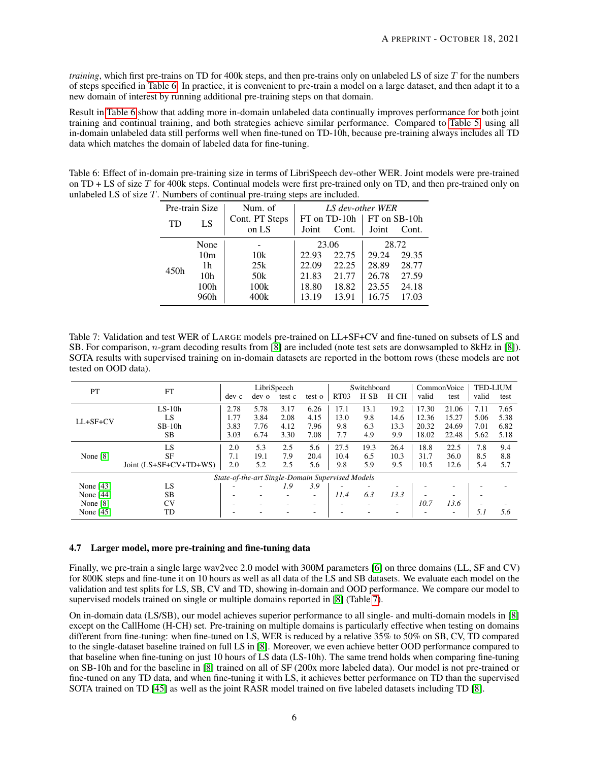*training*, which first pre-trains on TD for 400k steps, and then pre-trains only on unlabeled LS of size $T$ for the numbers of steps specified in Table 6. In practice, it is convenient to pre-train a model on a large dataset, and then adapt it to a new domain of interest by running additional pre-training steps on that domain.

Result in Table 6 show that adding more in-domain unlabeled data continually improves performance for both joint training and continual training, and both strategies achieve similar performance. Compared to Table 5, using all in-domain unlabeled data still performs well when fine-tuned on TD-10h, because pre-training always includes all TD data which matches the domain of labeled data for fine-tuning.

Table 6: Effect of in-domain pre-training size in terms of LibriSpeech dev-other WER. Joint models were pre-trained on TD + LS of size $T$ for 400k steps. Continual models were first pre-trained only on TD, and then pre-trained only on unlabeled LS of size $T$. Numbers of continual pre-traing steps are included.

| Pre-train Size | | Num. of Cont. PT Steps on LS | *LS dev-other WER* | | | |
|---|---|---|---|---|---|---|
| | | | FT on TD-10h | | FT on SB-10h | |
| TD | LS | | Joint | Cont. | Joint | Cont. |
| 450h | None | - | 23.06 | | 28.72 | |
| | 10m | 10k | 22.93 | 22.75 | 29.24 | 29.35 |
| | 1h | 25k | 22.09 | 22.25 | 28.89 | 28.77 |
| | 10h | 50k | 21.83 | 21.77 | 26.78 | 27.59 |
| | 100h | 100k | 18.80 | 18.82 | 23.55 | 24.18 |
| | 960h | 400k | 13.19 | 13.91 | 16.75 | 17.03 |

Table 7: Validation and test WER of LARGE models pre-trained on LL+SF+CV and fine-tuned on subsets of LS and SB. For comparison, $n$-gram decoding results from [8] are included (note test sets are donwsampled to 8kHz in [8]). SOTA results with supervised training on in-domain datasets are reported in the bottom rows (these models are not tested on OOD data).

| PT | FT | LibriSpeech | | | | Switchboard | | | CommonVoice | | TED-LIUM | |
|---|---|---|---|---|---|---|---|---|---|---|---|---|
| | | dev-c | dev-o | test-c | test-o | RT03 | H-SB | H-CH | valid | test | valid | test |
| LL+SF+CV | LS-10h | 2.78 | 5.78 | 3.17 | 6.26 | 17.1 | 13.1 | 19.2 | 17.30 | 21.06 | 7.11 | 7.65 |
| | LS | 1.77 | 3.84 | 2.08 | 4.15 | 13.0 | 9.8 | 14.6 | 12.36 | 15.27 | 5.06 | 5.38 |
| | SB-10h | 3.83 | 7.76 | 4.12 | 7.96 | 9.8 | 6.3 | 13.3 | 20.32 | 24.69 | 7.01 | 6.82 |
| | SB | 3.03 | 6.74 | 3.30 | 7.08 | 7.7 | 4.9 | 9.9 | 18.02 | 22.48 | 5.62 | 5.18 |
| None [8] | LS | 2.0 | 5.3 | 2.5 | 5.6 | 27.5 | 19.3 | 26.4 | 18.8 | 22.5 | 7.8 | 9.4 |
| | SF | 7.1 | 19.1 | 7.9 | 20.4 | 10.4 | 6.5 | 10.3 | 31.7 | 36.0 | 8.5 | 8.8 |
| | Joint (LS+SF+CV+TD+WS) | 2.0 | 5.2 | 2.5 | 5.6 | 9.8 | 5.9 | 9.5 | 10.5 | 12.6 | 5.4 | 5.7 |
| *State-of-the-art Single-Domain Supervised Models* | | | | | | | | | | | | |
| None [43] | LS | - | - | *1.9* | *3.9* | - | - | - | - | - | - | - |
| None [44] | SB | - | - | - | - | *11.4* | *6.3* | *13.3* | - | - | - | |
| None [8] | CV | - | - | - | - | - | - | - | *10.7* | *13.6* | - | - |
| None [45] | TD | - | - | - | - | - | - | - | - | - | *5.1* | *5.6* |

### 4.7 Larger model, more pre-training and fine-tuning data

Finally, we pre-train a single large wav2vec 2.0 model with 300M parameters [6] on three domains (LL, SF and CV) for 800K steps and fine-tune it on 10 hours as well as all data of the LS and SB datasets. We evaluate each model on the validation and test splits for LS, SB, CV and TD, showing in-domain and OOD performance. We compare our model to supervised models trained on single or multiple domains reported in [8] (Table 7).

On in-domain data (LS/SB), our model achieves superior performance to all single- and multi-domain models in [8] except on the CallHome (H-CH) set. Pre-training on multiple domains is particularly effective when testing on domains different from fine-tuning: when fine-tuned on LS, WER is reduced by a relative 35% to 50% on SB, CV, TD compared to the single-dataset baseline trained on full LS in [8]. Moreover, we even achieve better OOD performance compared to that baseline when fine-tuning on just 10 hours of LS data (LS-10h). The same trend holds when comparing fine-tuning on SB-10h and for the baseline in [8] trained on all of SF (200x more labeled data). Our model is not pre-trained or fine-tuned on any TD data, and when fine-tuning it with LS, it achieves better performance on TD than the supervised SOTA trained on TD [45] as well as the joint RASR model trained on five labeled datasets including TD [8].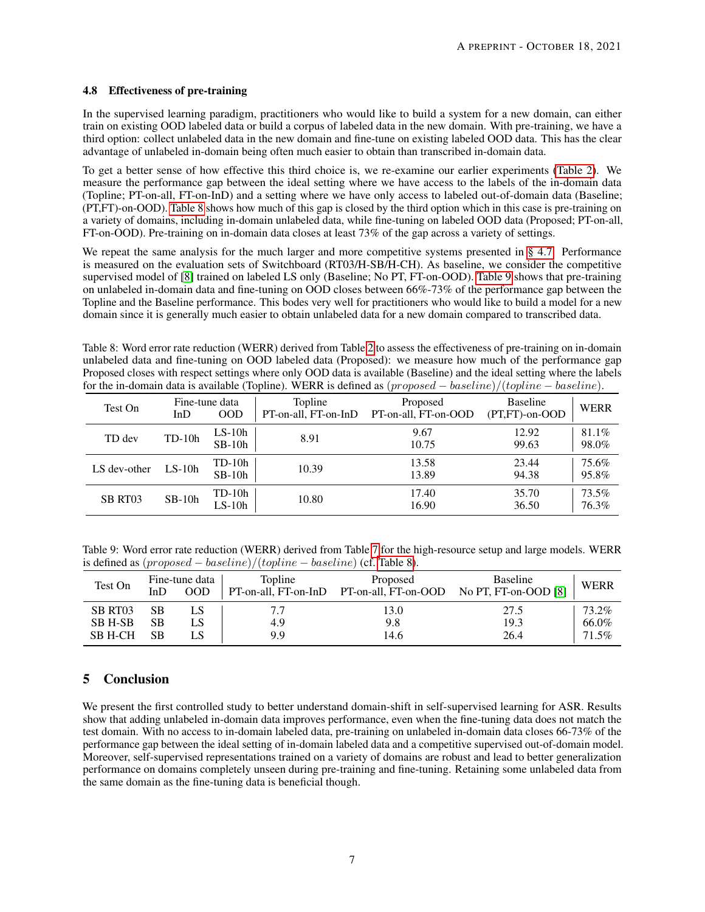### 4.8 Effectiveness of pre-training

In the supervised learning paradigm, practitioners who would like to build a system for a new domain, can either train on existing OOD labeled data or build a corpus of labeled data in the new domain. With pre-training, we have a third option: collect unlabeled data in the new domain and fine-tune on existing labeled OOD data. This has the clear advantage of unlabeled in-domain being often much easier to obtain than transcribed in-domain data.

To get a better sense of how effective this third choice is, we re-examine our earlier experiments (Table 2). We measure the performance gap between the ideal setting where we have access to the labels of the in-domain data (Topline; PT-on-all, FT-on-InD) and a setting where we have only access to labeled out-of-domain data (Baseline; (PT,FT)-on-OOD). Table 8 shows how much of this gap is closed by the third option which in this case is pre-training on a variety of domains, including in-domain unlabeled data, while fine-tuning on labeled OOD data (Proposed; PT-on-all, FT-on-OOD). Pre-training on in-domain data closes at least 73% of the gap across a variety of settings.

We repeat the same analysis for the much larger and more competitive systems presented in § 4.7. Performance is measured on the evaluation sets of Switchboard (RT03/H-SB/H-CH). As baseline, we consider the competitive supervised model of [8] trained on labeled LS only (Baseline; No PT, FT-on-OOD). Table 9 shows that pre-training on unlabeled in-domain data and fine-tuning on OOD closes between 66%-73% of the performance gap between the Topline and the Baseline performance. This bodes very well for practitioners who would like to build a model for a new domain since it is generally much easier to obtain unlabeled data for a new domain compared to transcribed data.

Table 8: Word error rate reduction (WERR) derived from Table 2 to assess the effectiveness of pre-training on in-domain unlabeled data and fine-tuning on OOD labeled data (Proposed): we measure how much of the performance gap Proposed closes with respect settings where only OOD data is available (Baseline) and the ideal setting where the labels for the in-domain data is available (Topline). WERR is defined as $(proposed - baseline)/(topline - baseline)$.

| Test On | Fine-tune data | | Topline | Proposed | Baseline | WERR |
|---|---|---|---|---|---|---|
| | InD | OOD | PT-on-all, FT-on-InD | PT-on-all, FT-on-OOD | (PT,FT)-on-OOD | |
| TD dev | TD-10h | LS-10h | 8.91 | 9.67 | 12.92 | 81.1% |
| | | SB-10h | | 10.75 | 99.63 | 98.0% |
| LS dev-other | LS-10h | TD-10h | 10.39 | 13.58 | 23.44 | 75.6% |
| | | SB-10h | | 13.89 | 94.38 | 95.8% |
| SB RT03 | SB-10h | TD-10h | 10.80 | 17.40 | 35.70 | 73.5% |
| | | LS-10h | | 16.90 | 36.50 | 76.3% |

Table 9: Word error rate reduction (WERR) derived from Table 7 for the high-resource setup and large models. WERR is defined as $(proposed - baseline)/(topline - baseline)$ (cf. Table 8).

| Test On | Fine-tune data | | Topline | Proposed | Baseline | WERR |
|---|---|---|---|---|---|---|
| | InD | OOD | PT-on-all, FT-on-InD | PT-on-all, FT-on-OOD | No PT, FT-on-OOD [8] | |
| SB RT03 | SB | LS | 7.7 | 13.0 | 27.5 | 73.2% |
| SB H-SB | SB | LS | 4.9 | 9.8 | 19.3 | 66.0% |
| SB H-CH | SB | LS | 9.9 | 14.6 | 26.4 | 71.5% |

## 5 Conclusion

We present the first controlled study to better understand domain-shift in self-supervised learning for ASR. Results show that adding unlabeled in-domain data improves performance, even when the fine-tuning data does not match the test domain. With no access to in-domain labeled data, pre-training on unlabeled in-domain data closes 66-73% of the performance gap between the ideal setting of in-domain labeled data and a competitive supervised out-of-domain model. Moreover, self-supervised representations trained on a variety of domains are robust and lead to better generalization performance on domains completely unseen during pre-training and fine-tuning. Retaining some unlabeled data from the same domain as the fine-tuning data is beneficial though.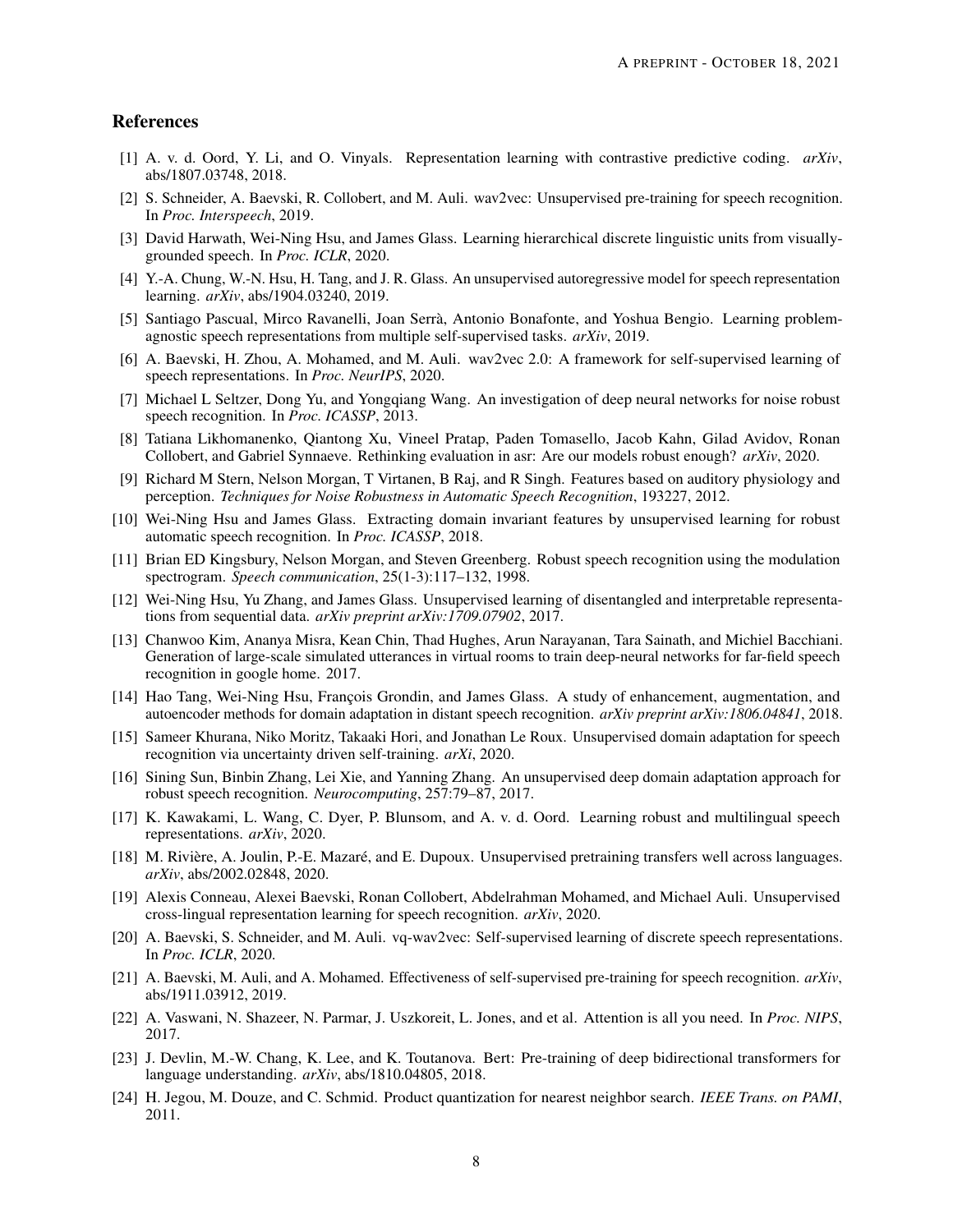## References

[1] A. v. d. Oord, Y. Li, and O. Vinyals. Representation learning with contrastive predictive coding. *arXiv*, abs/1807.03748, 2018.

[2] S. Schneider, A. Baevski, R. Collobert, and M. Auli. wav2vec: Unsupervised pre-training for speech recognition. In *Proc. Interspeech*, 2019.

[3] David Harwath, Wei-Ning Hsu, and James Glass. Learning hierarchical discrete linguistic units from visually-grounded speech. In *Proc. ICLR*, 2020.

[4] Y.-A. Chung, W.-N. Hsu, H. Tang, and J. R. Glass. An unsupervised autoregressive model for speech representation learning. *arXiv*, abs/1904.03240, 2019.

[5] Santiago Pascual, Mirco Ravanelli, Joan Serrà, Antonio Bonafonte, and Yoshua Bengio. Learning problem-agnostic speech representations from multiple self-supervised tasks. *arXiv*, 2019.

[6] A. Baevski, H. Zhou, A. Mohamed, and M. Auli. wav2vec 2.0: A framework for self-supervised learning of speech representations. In *Proc. NeurIPS*, 2020.

[7] Michael L Seltzer, Dong Yu, and Yongqiang Wang. An investigation of deep neural networks for noise robust speech recognition. In *Proc. ICASSP*, 2013.

[8] Tatiana Likhomanenko, Qiantong Xu, Vineel Pratap, Paden Tomasello, Jacob Kahn, Gilad Avidov, Ronan Collobert, and Gabriel Synnaeve. Rethinking evaluation in asr: Are our models robust enough? *arXiv*, 2020.

[9] Richard M Stern, Nelson Morgan, T Virtanen, B Raj, and R Singh. Features based on auditory physiology and perception. *Techniques for Noise Robustness in Automatic Speech Recognition*, 193227, 2012.

[10] Wei-Ning Hsu and James Glass. Extracting domain invariant features by unsupervised learning for robust automatic speech recognition. In *Proc. ICASSP*, 2018.

[11] Brian ED Kingsbury, Nelson Morgan, and Steven Greenberg. Robust speech recognition using the modulation spectrogram. *Speech communication*, 25(1-3):117–132, 1998.

[12] Wei-Ning Hsu, Yu Zhang, and James Glass. Unsupervised learning of disentangled and interpretable representations from sequential data. *arXiv preprint arXiv:1709.07902*, 2017.

[13] Chanwoo Kim, Ananya Misra, Kean Chin, Thad Hughes, Arun Narayanan, Tara Sainath, and Michiel Bacchiani. Generation of large-scale simulated utterances in virtual rooms to train deep-neural networks for far-field speech recognition in google home. 2017.

[14] Hao Tang, Wei-Ning Hsu, François Grondin, and James Glass. A study of enhancement, augmentation, and autoencoder methods for domain adaptation in distant speech recognition. *arXiv preprint arXiv:1806.04841*, 2018.

[15] Sameer Khurana, Niko Moritz, Takaaki Hori, and Jonathan Le Roux. Unsupervised domain adaptation for speech recognition via uncertainty driven self-training. *arXi*, 2020.

[16] Sining Sun, Binbin Zhang, Lei Xie, and Yanning Zhang. An unsupervised deep domain adaptation approach for robust speech recognition. *Neurocomputing*, 257:79–87, 2017.

[17] K. Kawakami, L. Wang, C. Dyer, P. Blunsom, and A. v. d. Oord. Learning robust and multilingual speech representations. *arXiv*, 2020.

[18] M. Rivière, A. Joulin, P.-E. Mazaré, and E. Dupoux. Unsupervised pretraining transfers well across languages. *arXiv*, abs/2002.02848, 2020.

[19] Alexis Conneau, Alexei Baevski, Ronan Collobert, Abdelrahman Mohamed, and Michael Auli. Unsupervised cross-lingual representation learning for speech recognition. *arXiv*, 2020.

[20] A. Baevski, S. Schneider, and M. Auli. vq-wav2vec: Self-supervised learning of discrete speech representations. In *Proc. ICLR*, 2020.

[21] A. Baevski, M. Auli, and A. Mohamed. Effectiveness of self-supervised pre-training for speech recognition. *arXiv*, abs/1911.03912, 2019.

[22] A. Vaswani, N. Shazeer, N. Parmar, J. Uszkoreit, L. Jones, and et al. Attention is all you need. In *Proc. NIPS*, 2017.

[23] J. Devlin, M.-W. Chang, K. Lee, and K. Toutanova. Bert: Pre-training of deep bidirectional transformers for language understanding. *arXiv*, abs/1810.04805, 2018.

[24] H. Jegou, M. Douze, and C. Schmid. Product quantization for nearest neighbor search. *IEEE Trans. on PAMI*, 2011.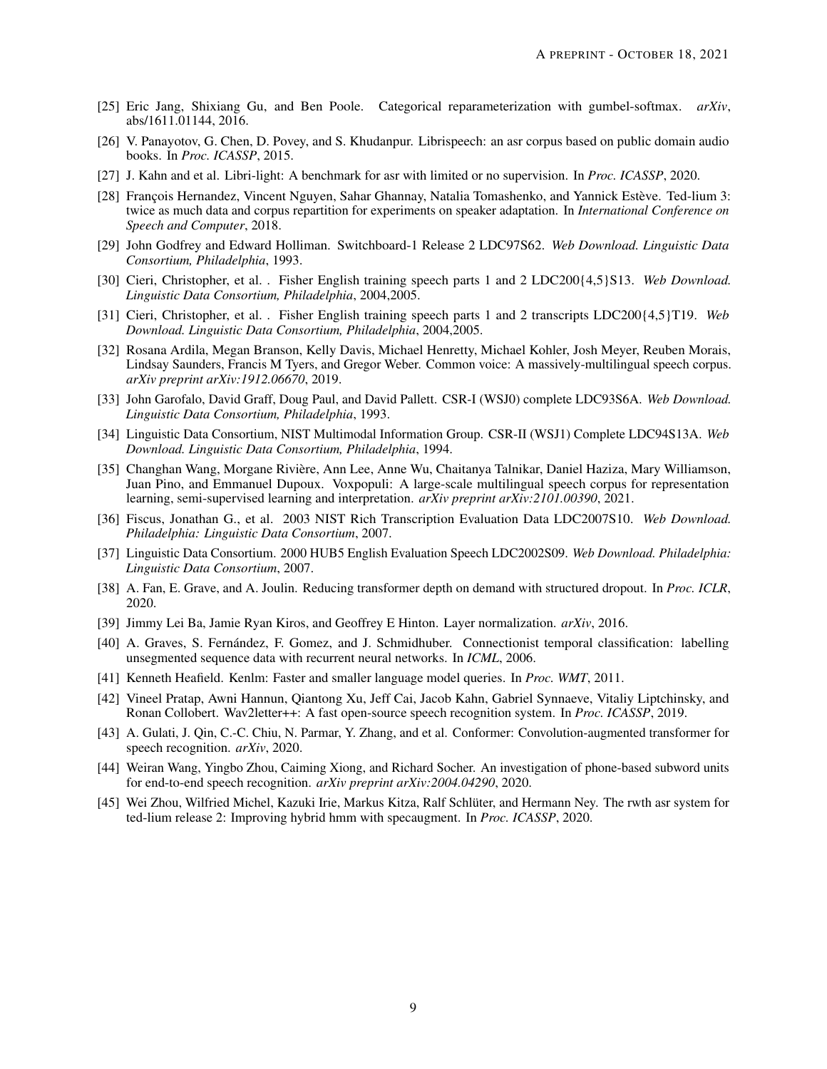[25] Eric Jang, Shixiang Gu, and Ben Poole. Categorical reparameterization with gumbel-softmax. *arXiv*, abs/1611.01144, 2016.

[26] V. Panayotov, G. Chen, D. Povey, and S. Khudanpur. Librispeech: an asr corpus based on public domain audio books. In *Proc. ICASSP*, 2015.

[27] J. Kahn and et al. Libri-light: A benchmark for asr with limited or no supervision. In *Proc. ICASSP*, 2020.

[28] François Hernandez, Vincent Nguyen, Sahar Ghannay, Natalia Tomashenko, and Yannick Estève. Ted-lium 3: twice as much data and corpus repartition for experiments on speaker adaptation. In *International Conference on Speech and Computer*, 2018.

[29] John Godfrey and Edward Holliman. Switchboard-1 Release 2 LDC97S62. *Web Download. Linguistic Data Consortium, Philadelphia*, 1993.

[30] Cieri, Christopher, et al. . Fisher English training speech parts 1 and 2 LDC200{4,5}S13. *Web Download. Linguistic Data Consortium, Philadelphia*, 2004,2005.

[31] Cieri, Christopher, et al. . Fisher English training speech parts 1 and 2 transcripts LDC200{4,5}T19. *Web Download. Linguistic Data Consortium, Philadelphia*, 2004,2005.

[32] Rosana Ardila, Megan Branson, Kelly Davis, Michael Henretty, Michael Kohler, Josh Meyer, Reuben Morais, Lindsay Saunders, Francis M Tyers, and Gregor Weber. Common voice: A massively-multilingual speech corpus. *arXiv preprint arXiv:1912.06670*, 2019.

[33] John Garofalo, David Graff, Doug Paul, and David Pallett. CSR-I (WSJ0) complete LDC93S6A. *Web Download. Linguistic Data Consortium, Philadelphia*, 1993.

[34] Linguistic Data Consortium, NIST Multimodal Information Group. CSR-II (WSJ1) Complete LDC94S13A. *Web Download. Linguistic Data Consortium, Philadelphia*, 1994.

[35] Changhan Wang, Morgane Rivière, Ann Lee, Anne Wu, Chaitanya Talnikar, Daniel Haziza, Mary Williamson, Juan Pino, and Emmanuel Dupoux. Voxpopuli: A large-scale multilingual speech corpus for representation learning, semi-supervised learning and interpretation. *arXiv preprint arXiv:2101.00390*, 2021.

[36] Fiscus, Jonathan G., et al. 2003 NIST Rich Transcription Evaluation Data LDC2007S10. *Web Download. Philadelphia: Linguistic Data Consortium*, 2007.

[37] Linguistic Data Consortium. 2000 HUB5 English Evaluation Speech LDC2002S09. *Web Download. Philadelphia: Linguistic Data Consortium*, 2007.

[38] A. Fan, E. Grave, and A. Joulin. Reducing transformer depth on demand with structured dropout. In *Proc. ICLR*, 2020.

[39] Jimmy Lei Ba, Jamie Ryan Kiros, and Geoffrey E Hinton. Layer normalization. *arXiv*, 2016.

[40] A. Graves, S. Fernández, F. Gomez, and J. Schmidhuber. Connectionist temporal classification: labelling unsegmented sequence data with recurrent neural networks. In *ICML*, 2006.

[41] Kenneth Heafield. Kenlm: Faster and smaller language model queries. In *Proc. WMT*, 2011.

[42] Vineel Pratap, Awni Hannun, Qiantong Xu, Jeff Cai, Jacob Kahn, Gabriel Synnaeve, Vitaliy Liptchinsky, and Ronan Collobert. Wav2letter++: A fast open-source speech recognition system. In *Proc. ICASSP*, 2019.

[43] A. Gulati, J. Qin, C.-C. Chiu, N. Parmar, Y. Zhang, and et al. Conformer: Convolution-augmented transformer for speech recognition. *arXiv*, 2020.

[44] Weiran Wang, Yingbo Zhou, Caiming Xiong, and Richard Socher. An investigation of phone-based subword units for end-to-end speech recognition. *arXiv preprint arXiv:2004.04290*, 2020.

[45] Wei Zhou, Wilfried Michel, Kazuki Irie, Markus Kitza, Ralf Schlüter, and Hermann Ney. The rwth asr system for ted-lium release 2: Improving hybrid hmm with specaugment. In *Proc. ICASSP*, 2020.